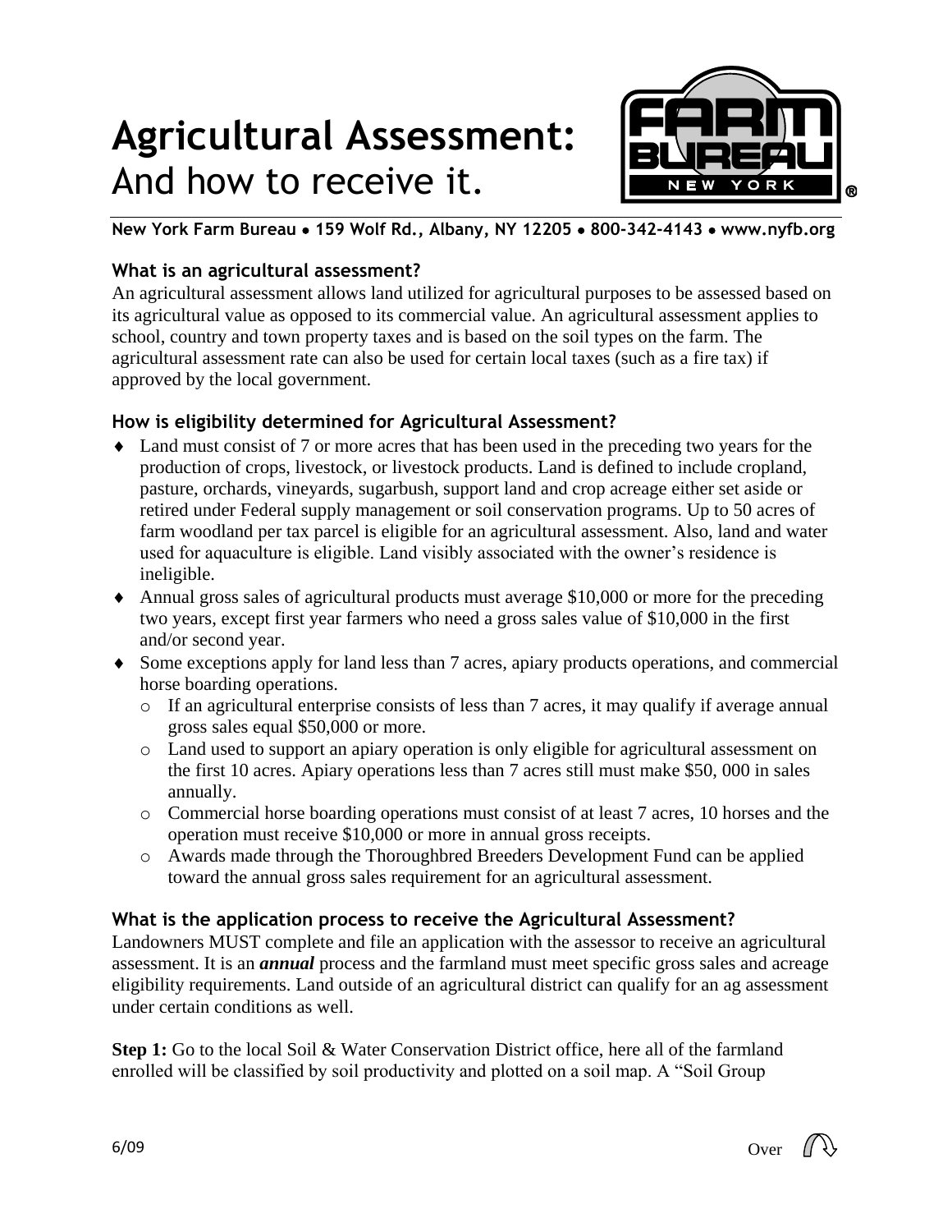# Agricultural Assessment:
And how to receive it.

**New York Farm Bureau • 159 Wolf Rd., Albany, NY 12205 • 800-342-4143 • www.nyfb.org**

### What is an agricultural assessment?

An agricultural assessment allows land utilized for agricultural purposes to be assessed based on its agricultural value as opposed to its commercial value. An agricultural assessment applies to school, country and town property taxes and is based on the soil types on the farm. The agricultural assessment rate can also be used for certain local taxes (such as a fire tax) if approved by the local government.

### How is eligibility determined for Agricultural Assessment?

- Land must consist of 7 or more acres that has been used in the preceding two years for the production of crops, livestock, or livestock products. Land is defined to include cropland, pasture, orchards, vineyards, sugarbush, support land and crop acreage either set aside or retired under Federal supply management or soil conservation programs. Up to 50 acres of farm woodland per tax parcel is eligible for an agricultural assessment. Also, land and water used for aquaculture is eligible. Land visibly associated with the owner's residence is ineligible.
- Annual gross sales of agricultural products must average $10,000 or more for the preceding two years, except first year farmers who need a gross sales value of $10,000 in the first and/or second year.
- Some exceptions apply for land less than 7 acres, apiary products operations, and commercial horse boarding operations.
  - If an agricultural enterprise consists of less than 7 acres, it may qualify if average annual gross sales equal $50,000 or more.
  - Land used to support an apiary operation is only eligible for agricultural assessment on the first 10 acres. Apiary operations less than 7 acres still must make $50, 000 in sales annually.
  - Commercial horse boarding operations must consist of at least 7 acres, 10 horses and the operation must receive $10,000 or more in annual gross receipts.
  - Awards made through the Thoroughbred Breeders Development Fund can be applied toward the annual gross sales requirement for an agricultural assessment.

### What is the application process to receive the Agricultural Assessment?

Landowners MUST complete and file an application with the assessor to receive an agricultural assessment. It is an ***annual*** process and the farmland must meet specific gross sales and acreage eligibility requirements. Land outside of an agricultural district can qualify for an ag assessment under certain conditions as well.

**Step 1:** Go to the local Soil & Water Conservation District office, here all of the farmland enrolled will be classified by soil productivity and plotted on a soil map. A "Soil Group

6/09

Over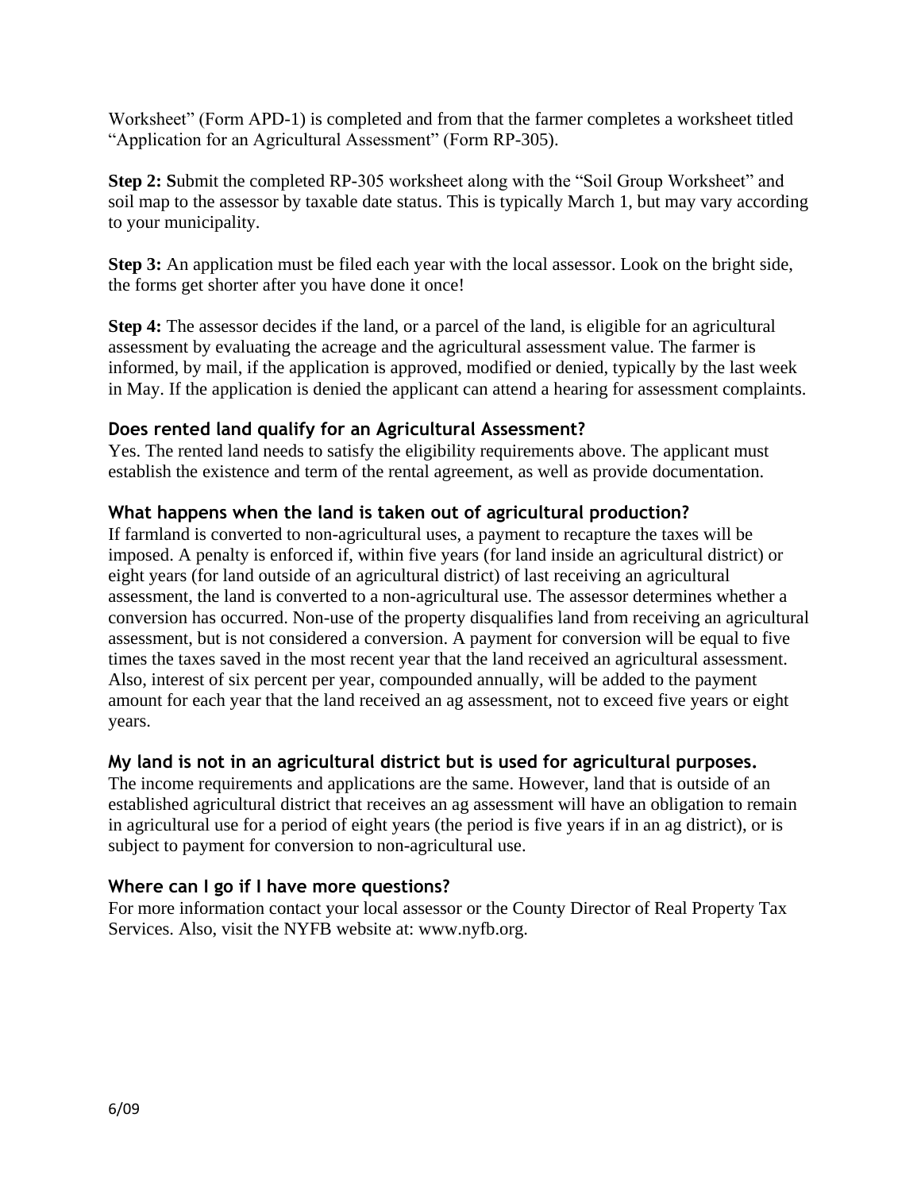Worksheet" (Form APD-1) is completed and from that the farmer completes a worksheet titled "Application for an Agricultural Assessment" (Form RP-305).

**Step 2: S**ubmit the completed RP-305 worksheet along with the "Soil Group Worksheet" and soil map to the assessor by taxable date status. This is typically March 1, but may vary according to your municipality.

**Step 3:** An application must be filed each year with the local assessor. Look on the bright side, the forms get shorter after you have done it once!

**Step 4:** The assessor decides if the land, or a parcel of the land, is eligible for an agricultural assessment by evaluating the acreage and the agricultural assessment value. The farmer is informed, by mail, if the application is approved, modified or denied, typically by the last week in May. If the application is denied the applicant can attend a hearing for assessment complaints.

### Does rented land qualify for an Agricultural Assessment?

Yes. The rented land needs to satisfy the eligibility requirements above. The applicant must establish the existence and term of the rental agreement, as well as provide documentation.

### What happens when the land is taken out of agricultural production?

If farmland is converted to non-agricultural uses, a payment to recapture the taxes will be imposed. A penalty is enforced if, within five years (for land inside an agricultural district) or eight years (for land outside of an agricultural district) of last receiving an agricultural assessment, the land is converted to a non-agricultural use. The assessor determines whether a conversion has occurred. Non-use of the property disqualifies land from receiving an agricultural assessment, but is not considered a conversion. A payment for conversion will be equal to five times the taxes saved in the most recent year that the land received an agricultural assessment. Also, interest of six percent per year, compounded annually, will be added to the payment amount for each year that the land received an ag assessment, not to exceed five years or eight years.

### My land is not in an agricultural district but is used for agricultural purposes.

The income requirements and applications are the same. However, land that is outside of an established agricultural district that receives an ag assessment will have an obligation to remain in agricultural use for a period of eight years (the period is five years if in an ag district), or is subject to payment for conversion to non-agricultural use.

### Where can I go if I have more questions?

For more information contact your local assessor or the County Director of Real Property Tax Services. Also, visit the NYFB website at: www.nyfb.org.

6/09